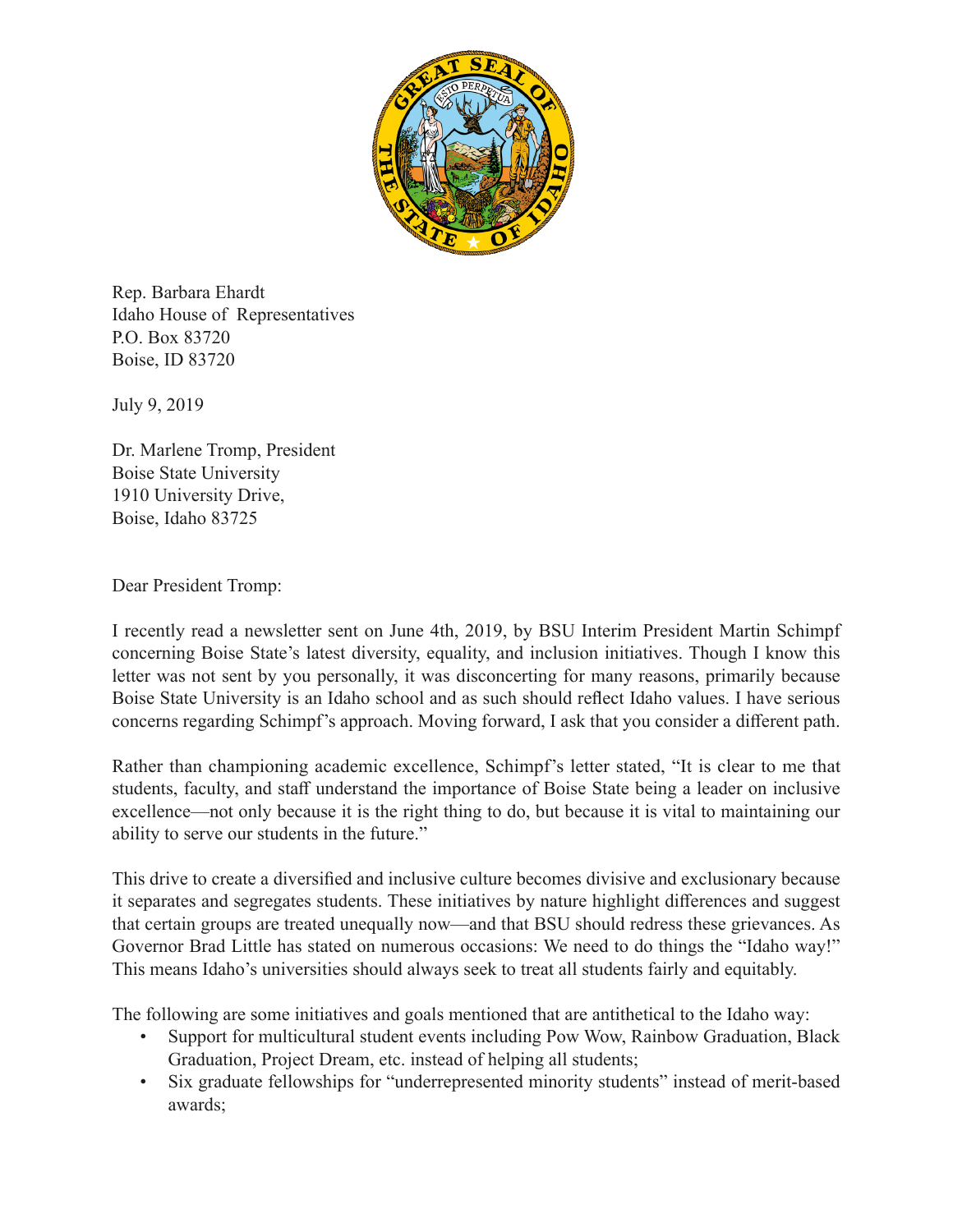Rep. Barbara Ehardt
Idaho House of Representatives
P.O. Box 83720
Boise, ID 83720

July 9, 2019

Dr. Marlene Tromp, President
Boise State University
1910 University Drive,
Boise, Idaho 83725

Dear President Tromp:

I recently read a newsletter sent on June 4th, 2019, by BSU Interim President Martin Schimpf concerning Boise State's latest diversity, equality, and inclusion initiatives. Though I know this letter was not sent by you personally, it was disconcerting for many reasons, primarily because Boise State University is an Idaho school and as such should reflect Idaho values. I have serious concerns regarding Schimpf's approach. Moving forward, I ask that you consider a different path.

Rather than championing academic excellence, Schimpf's letter stated, "It is clear to me that students, faculty, and staff understand the importance of Boise State being a leader on inclusive excellence—not only because it is the right thing to do, but because it is vital to maintaining our ability to serve our students in the future."

This drive to create a diversified and inclusive culture becomes divisive and exclusionary because it separates and segregates students. These initiatives by nature highlight differences and suggest that certain groups are treated unequally now—and that BSU should redress these grievances. As Governor Brad Little has stated on numerous occasions: We need to do things the "Idaho way!" This means Idaho's universities should always seek to treat all students fairly and equitably.

The following are some initiatives and goals mentioned that are antithetical to the Idaho way:

- Support for multicultural student events including Pow Wow, Rainbow Graduation, Black Graduation, Project Dream, etc. instead of helping all students;
- Six graduate fellowships for "underrepresented minority students" instead of merit-based awards;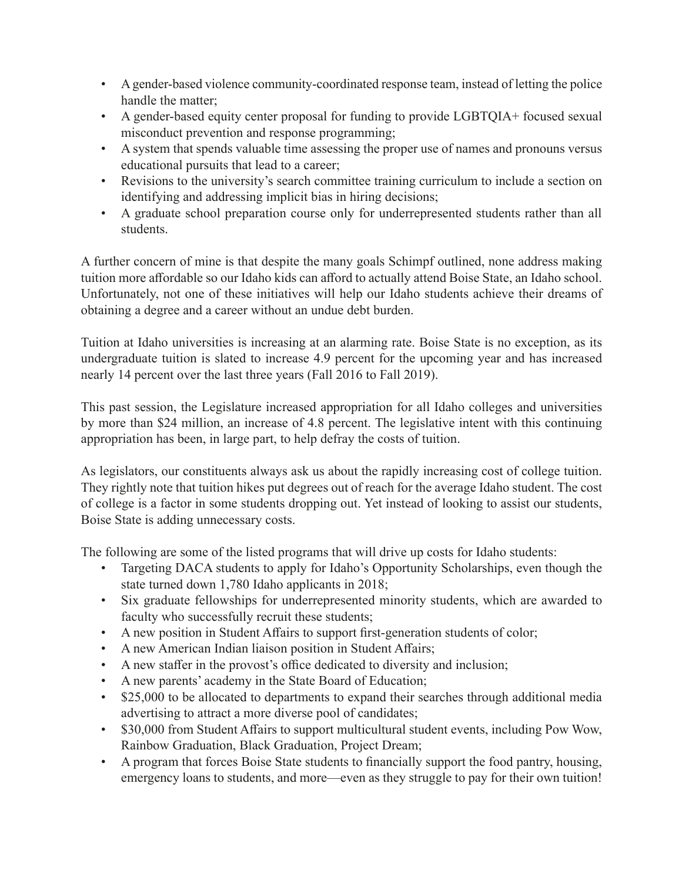- A gender-based violence community-coordinated response team, instead of letting the police handle the matter;
- A gender-based equity center proposal for funding to provide LGBTQIA+ focused sexual misconduct prevention and response programming;
- A system that spends valuable time assessing the proper use of names and pronouns versus educational pursuits that lead to a career;
- Revisions to the university's search committee training curriculum to include a section on identifying and addressing implicit bias in hiring decisions;
- A graduate school preparation course only for underrepresented students rather than all students.

A further concern of mine is that despite the many goals Schimpf outlined, none address making tuition more affordable so our Idaho kids can afford to actually attend Boise State, an Idaho school. Unfortunately, not one of these initiatives will help our Idaho students achieve their dreams of obtaining a degree and a career without an undue debt burden.

Tuition at Idaho universities is increasing at an alarming rate. Boise State is no exception, as its undergraduate tuition is slated to increase 4.9 percent for the upcoming year and has increased nearly 14 percent over the last three years (Fall 2016 to Fall 2019).

This past session, the Legislature increased appropriation for all Idaho colleges and universities by more than $24 million, an increase of 4.8 percent. The legislative intent with this continuing appropriation has been, in large part, to help defray the costs of tuition.

As legislators, our constituents always ask us about the rapidly increasing cost of college tuition. They rightly note that tuition hikes put degrees out of reach for the average Idaho student. The cost of college is a factor in some students dropping out. Yet instead of looking to assist our students, Boise State is adding unnecessary costs.

The following are some of the listed programs that will drive up costs for Idaho students:

- Targeting DACA students to apply for Idaho's Opportunity Scholarships, even though the state turned down 1,780 Idaho applicants in 2018;
- Six graduate fellowships for underrepresented minority students, which are awarded to faculty who successfully recruit these students;
- A new position in Student Affairs to support first-generation students of color;
- A new American Indian liaison position in Student Affairs;
- A new staffer in the provost's office dedicated to diversity and inclusion;
- A new parents' academy in the State Board of Education;
- $25,000 to be allocated to departments to expand their searches through additional media advertising to attract a more diverse pool of candidates;
- $30,000 from Student Affairs to support multicultural student events, including Pow Wow, Rainbow Graduation, Black Graduation, Project Dream;
- A program that forces Boise State students to financially support the food pantry, housing, emergency loans to students, and more—even as they struggle to pay for their own tuition!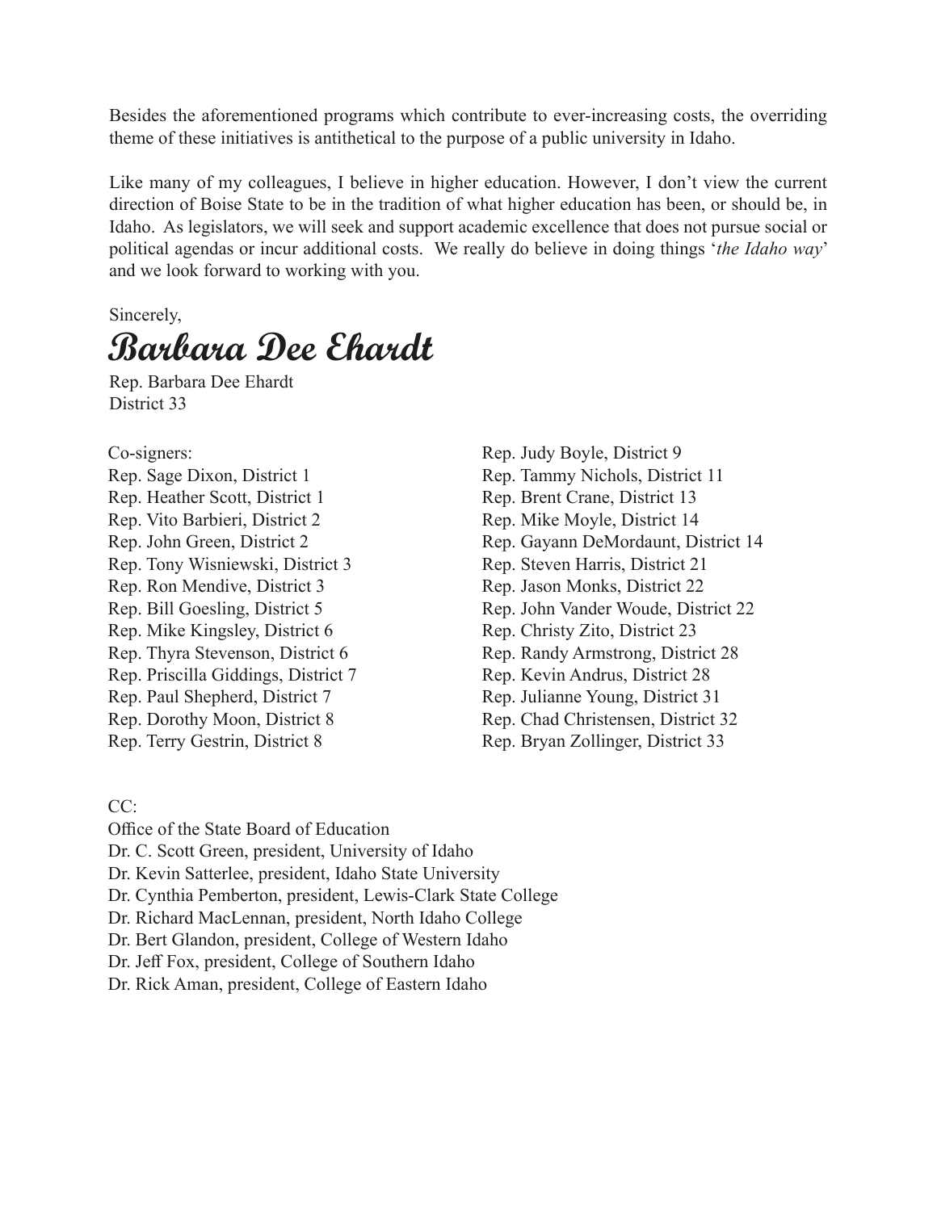Besides the aforementioned programs which contribute to ever-increasing costs, the overriding theme of these initiatives is antithetical to the purpose of a public university in Idaho.

Like many of my colleagues, I believe in higher education. However, I don't view the current direction of Boise State to be in the tradition of what higher education has been, or should be, in Idaho. As legislators, we will seek and support academic excellence that does not pursue social or political agendas or incur additional costs. We really do believe in doing things '*the Idaho way*' and we look forward to working with you.

Sincerely,

**Barbara Dee Ehardt**

Rep. Barbara Dee Ehardt
District 33

Co-signers:
Rep. Sage Dixon, District 1
Rep. Heather Scott, District 1
Rep. Vito Barbieri, District 2
Rep. John Green, District 2
Rep. Tony Wisniewski, District 3
Rep. Ron Mendive, District 3
Rep. Bill Goesling, District 5
Rep. Mike Kingsley, District 6
Rep. Thyra Stevenson, District 6
Rep. Priscilla Giddings, District 7
Rep. Paul Shepherd, District 7
Rep. Dorothy Moon, District 8
Rep. Terry Gestrin, District 8
Rep. Judy Boyle, District 9
Rep. Tammy Nichols, District 11
Rep. Brent Crane, District 13
Rep. Mike Moyle, District 14
Rep. Gayann DeMordaunt, District 14
Rep. Steven Harris, District 21
Rep. Jason Monks, District 22
Rep. John Vander Woude, District 22
Rep. Christy Zito, District 23
Rep. Randy Armstrong, District 28
Rep. Kevin Andrus, District 28
Rep. Julianne Young, District 31
Rep. Chad Christensen, District 32
Rep. Bryan Zollinger, District 33

CC:
Office of the State Board of Education
Dr. C. Scott Green, president, University of Idaho
Dr. Kevin Satterlee, president, Idaho State University
Dr. Cynthia Pemberton, president, Lewis-Clark State College
Dr. Richard MacLennan, president, North Idaho College
Dr. Bert Glandon, president, College of Western Idaho
Dr. Jeff Fox, president, College of Southern Idaho
Dr. Rick Aman, president, College of Eastern Idaho